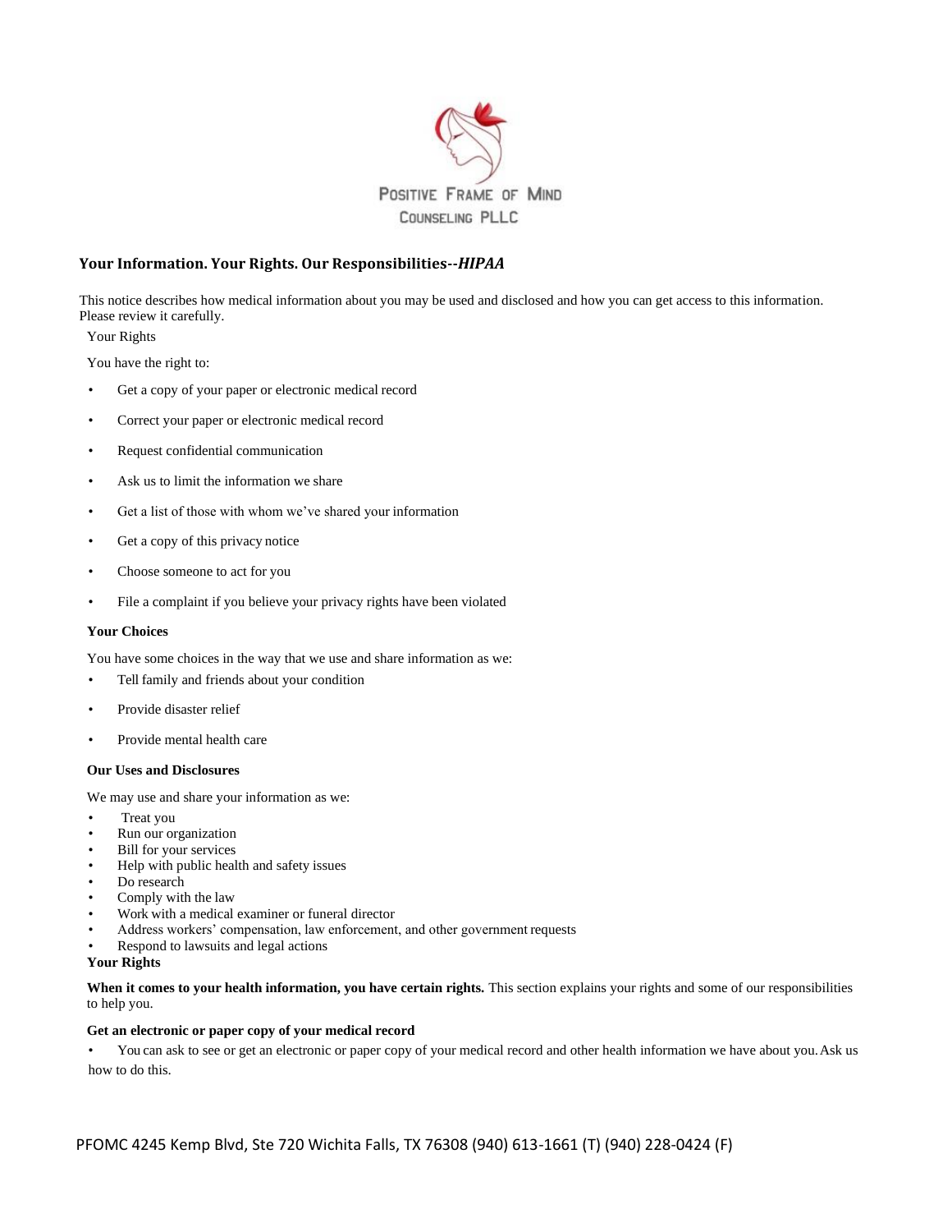POSITIVE FRAME OF MIND
COUNSELING PLLC

## Your Information. Your Rights. Our Responsibilities--*HIPAA*

This notice describes how medical information about you may be used and disclosed and how you can get access to this information. Please review it carefully.

Your Rights

You have the right to:

- Get a copy of your paper or electronic medical record
- Correct your paper or electronic medical record
- Request confidential communication
- Ask us to limit the information we share
- Get a list of those with whom we've shared your information
- Get a copy of this privacy notice
- Choose someone to act for you
- File a complaint if you believe your privacy rights have been violated

**Your Choices**

You have some choices in the way that we use and share information as we:

- Tell family and friends about your condition
- Provide disaster relief
- Provide mental health care

**Our Uses and Disclosures**

We may use and share your information as we:

- Treat you
- Run our organization
- Bill for your services
- Help with public health and safety issues
- Do research
- Comply with the law
- Work with a medical examiner or funeral director
- Address workers' compensation, law enforcement, and other government requests
- Respond to lawsuits and legal actions

**Your Rights**

**When it comes to your health information, you have certain rights.** This section explains your rights and some of our responsibilities to help you.

**Get an electronic or paper copy of your medical record**

- You can ask to see or get an electronic or paper copy of your medical record and other health information we have about you. Ask us how to do this.

PFOMC 4245 Kemp Blvd, Ste 720 Wichita Falls, TX 76308 (940) 613-1661 (T) (940) 228-0424 (F)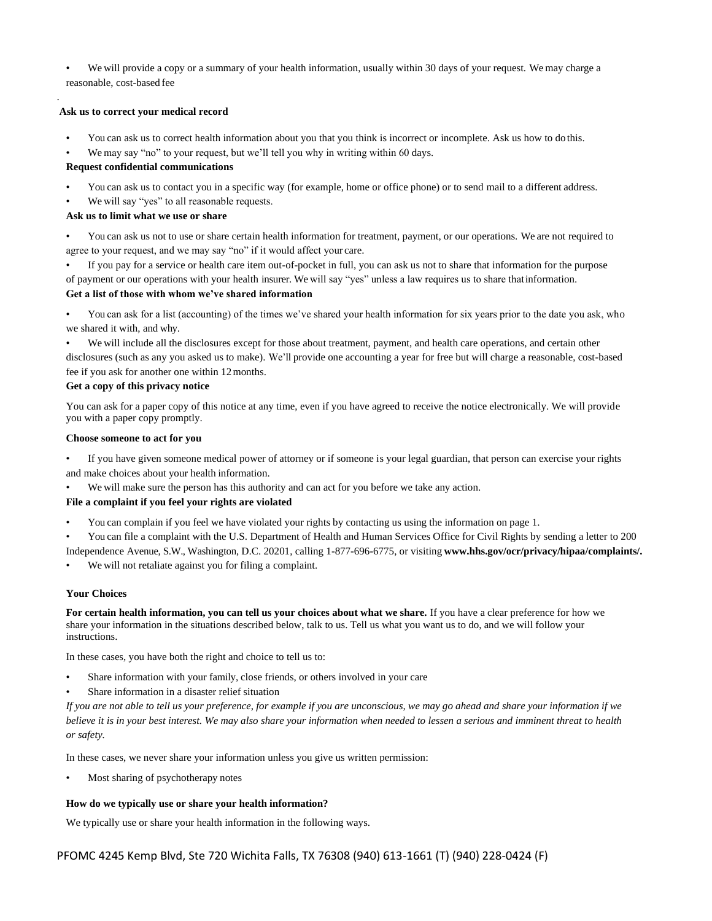- We will provide a copy or a summary of your health information, usually within 30 days of your request. We may charge a reasonable, cost-based fee

.

**Ask us to correct your medical record**

- You can ask us to correct health information about you that you think is incorrect or incomplete. Ask us how to do this.
- We may say "no" to your request, but we'll tell you why in writing within 60 days.

**Request confidential communications**

- You can ask us to contact you in a specific way (for example, home or office phone) or to send mail to a different address.
- We will say "yes" to all reasonable requests.

**Ask us to limit what we use or share**

- You can ask us not to use or share certain health information for treatment, payment, or our operations. We are not required to agree to your request, and we may say "no" if it would affect your care.
- If you pay for a service or health care item out-of-pocket in full, you can ask us not to share that information for the purpose of payment or our operations with your health insurer. We will say "yes" unless a law requires us to share that information.

**Get a list of those with whom we've shared information**

- You can ask for a list (accounting) of the times we've shared your health information for six years prior to the date you ask, who we shared it with, and why.
- We will include all the disclosures except for those about treatment, payment, and health care operations, and certain other disclosures (such as any you asked us to make). We'll provide one accounting a year for free but will charge a reasonable, cost-based fee if you ask for another one within 12 months.

**Get a copy of this privacy notice**

You can ask for a paper copy of this notice at any time, even if you have agreed to receive the notice electronically. We will provide you with a paper copy promptly.

**Choose someone to act for you**

- If you have given someone medical power of attorney or if someone is your legal guardian, that person can exercise your rights and make choices about your health information.
- We will make sure the person has this authority and can act for you before we take any action.

**File a complaint if you feel your rights are violated**

- You can complain if you feel we have violated your rights by contacting us using the information on page 1.
- You can file a complaint with the U.S. Department of Health and Human Services Office for Civil Rights by sending a letter to 200 Independence Avenue, S.W., Washington, D.C. 20201, calling 1-877-696-6775, or visiting **www.hhs.gov/ocr/privacy/hipaa/complaints/.**
- We will not retaliate against you for filing a complaint.

**Your Choices**

**For certain health information, you can tell us your choices about what we share.** If you have a clear preference for how we share your information in the situations described below, talk to us. Tell us what you want us to do, and we will follow your instructions.

In these cases, you have both the right and choice to tell us to:

- Share information with your family, close friends, or others involved in your care
- Share information in a disaster relief situation

*If you are not able to tell us your preference, for example if you are unconscious, we may go ahead and share your information if we believe it is in your best interest. We may also share your information when needed to lessen a serious and imminent threat to health or safety.*

In these cases, we never share your information unless you give us written permission:

- Most sharing of psychotherapy notes

**How do we typically use or share your health information?**

We typically use or share your health information in the following ways.

PFOMC 4245 Kemp Blvd, Ste 720 Wichita Falls, TX 76308 (940) 613-1661 (T) (940) 228-0424 (F)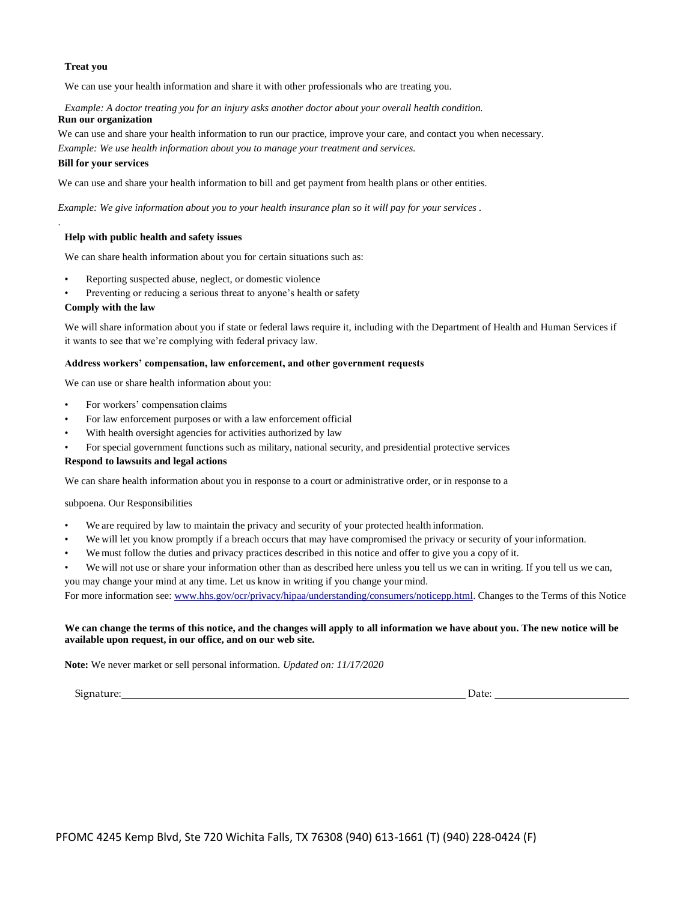**Treat you**

We can use your health information and share it with other professionals who are treating you.

*Example: A doctor treating you for an injury asks another doctor about your overall health condition.*

**Run our organization**

We can use and share your health information to run our practice, improve your care, and contact you when necessary.

*Example: We use health information about you to manage your treatment and services.*

**Bill for your services**

We can use and share your health information to bill and get payment from health plans or other entities.

*Example: We give information about you to your health insurance plan so it will pay for your services* .

.

**Help with public health and safety issues**

We can share health information about you for certain situations such as:

- Reporting suspected abuse, neglect, or domestic violence
- Preventing or reducing a serious threat to anyone's health or safety

**Comply with the law**

We will share information about you if state or federal laws require it, including with the Department of Health and Human Services if it wants to see that we're complying with federal privacy law.

**Address workers' compensation, law enforcement, and other government requests**

We can use or share health information about you:

- For workers' compensation claims
- For law enforcement purposes or with a law enforcement official
- With health oversight agencies for activities authorized by law
- For special government functions such as military, national security, and presidential protective services

**Respond to lawsuits and legal actions**

We can share health information about you in response to a court or administrative order, or in response to a

subpoena. Our Responsibilities

- We are required by law to maintain the privacy and security of your protected health information.
- We will let you know promptly if a breach occurs that may have compromised the privacy or security of your information.
- We must follow the duties and privacy practices described in this notice and offer to give you a copy of it.
- We will not use or share your information other than as described here unless you tell us we can in writing. If you tell us we can, you may change your mind at any time. Let us know in writing if you change your mind.

For more information see: [www.hhs.gov/ocr/privacy/hipaa/understanding/consumers/noticepp.html](http://www.hhs.gov/ocr/privacy/hipaa/understanding/consumers/noticepp.html). Changes to the Terms of this Notice

**We can change the terms of this notice, and the changes will apply to all information we have about you. The new notice will be available upon request, in our office, and on our web site.**

**Note:** We never market or sell personal information. *Updated on: 11/17/2020*

Signature:\_\_\_\_\_\_\_\_\_\_\_\_\_\_\_\_\_\_\_\_\_\_\_\_\_\_\_\_\_\_\_\_\_\_\_\_\_\_\_\_ Date: \_\_\_\_\_\_\_\_\_\_\_\_\_\_\_\_

PFOMC 4245 Kemp Blvd, Ste 720 Wichita Falls, TX 76308 (940) 613-1661 (T) (940) 228-0424 (F)